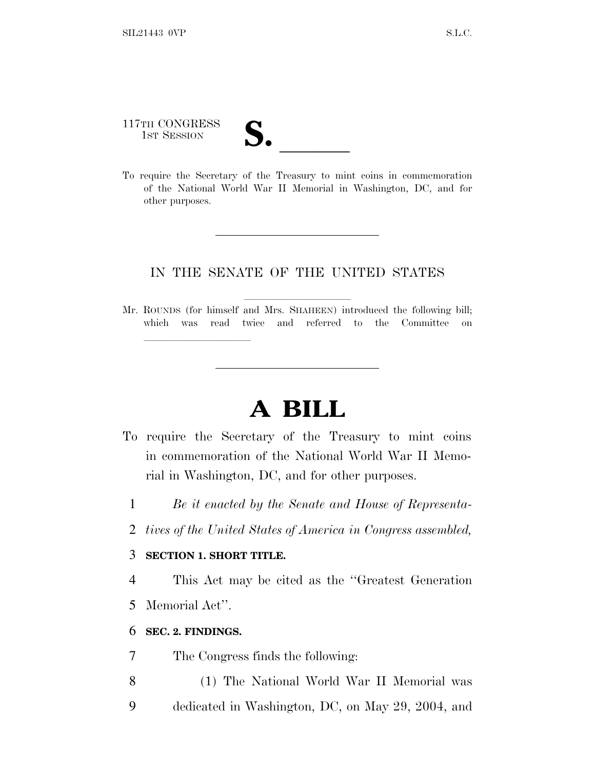117TH CONGRESS
1ST SESSION

# S. \_\_\_\_\_\_

To require the Secretary of the Treasury to mint coins in commemoration of the National World War II Memorial in Washington, DC, and for other purposes.

---

IN THE SENATE OF THE UNITED STATES

Mr. ROUNDS (for himself and Mrs. SHAHEEN) introduced the following bill; which was read twice and referred to the Committee on \_\_\_\_\_\_\_\_\_\_

---

# A BILL

To require the Secretary of the Treasury to mint coins in commemoration of the National World War II Memorial in Washington, DC, and for other purposes.

1 *Be it enacted by the Senate and House of Representa-*
2 *tives of the United States of America in Congress assembled,*

3 **SECTION 1. SHORT TITLE.**

4 This Act may be cited as the ''Greatest Generation
5 Memorial Act''.

6 **SEC. 2. FINDINGS.**

7 The Congress finds the following:

8 (1) The National World War II Memorial was
9 dedicated in Washington, DC, on May 29, 2004, and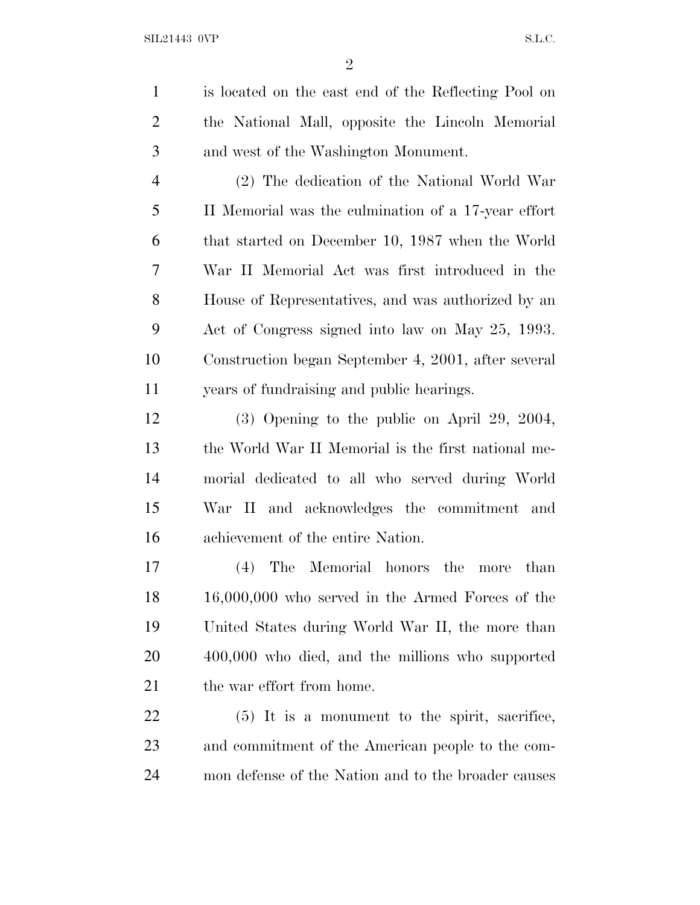is located on the east end of the Reflecting Pool on the National Mall, opposite the Lincoln Memorial and west of the Washington Monument.

(2) The dedication of the National World War II Memorial was the culmination of a 17-year effort that started on December 10, 1987 when the World War II Memorial Act was first introduced in the House of Representatives, and was authorized by an Act of Congress signed into law on May 25, 1993. Construction began September 4, 2001, after several years of fundraising and public hearings.

(3) Opening to the public on April 29, 2004, the World War II Memorial is the first national memorial dedicated to all who served during World War II and acknowledges the commitment and achievement of the entire Nation.

(4) The Memorial honors the more than 16,000,000 who served in the Armed Forces of the United States during World War II, the more than 400,000 who died, and the millions who supported the war effort from home.

(5) It is a monument to the spirit, sacrifice, and commitment of the American people to the common defense of the Nation and to the broader causes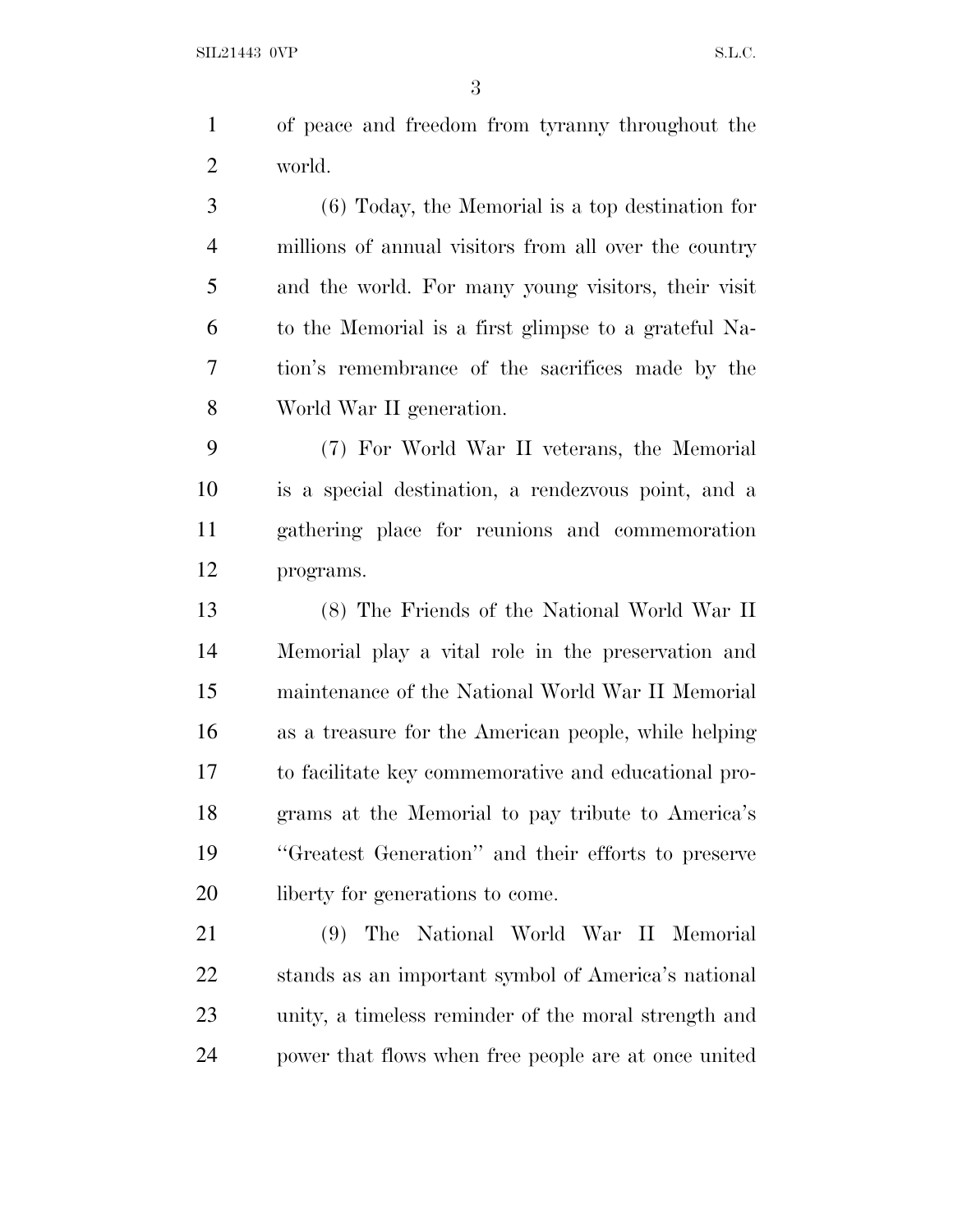of peace and freedom from tyranny throughout the world.

(6) Today, the Memorial is a top destination for millions of annual visitors from all over the country and the world. For many young visitors, their visit to the Memorial is a first glimpse to a grateful Nation's remembrance of the sacrifices made by the World War II generation.

(7) For World War II veterans, the Memorial is a special destination, a rendezvous point, and a gathering place for reunions and commemoration programs.

(8) The Friends of the National World War II Memorial play a vital role in the preservation and maintenance of the National World War II Memorial as a treasure for the American people, while helping to facilitate key commemorative and educational programs at the Memorial to pay tribute to America's "Greatest Generation" and their efforts to preserve liberty for generations to come.

(9) The National World War II Memorial stands as an important symbol of America's national unity, a timeless reminder of the moral strength and power that flows when free people are at once united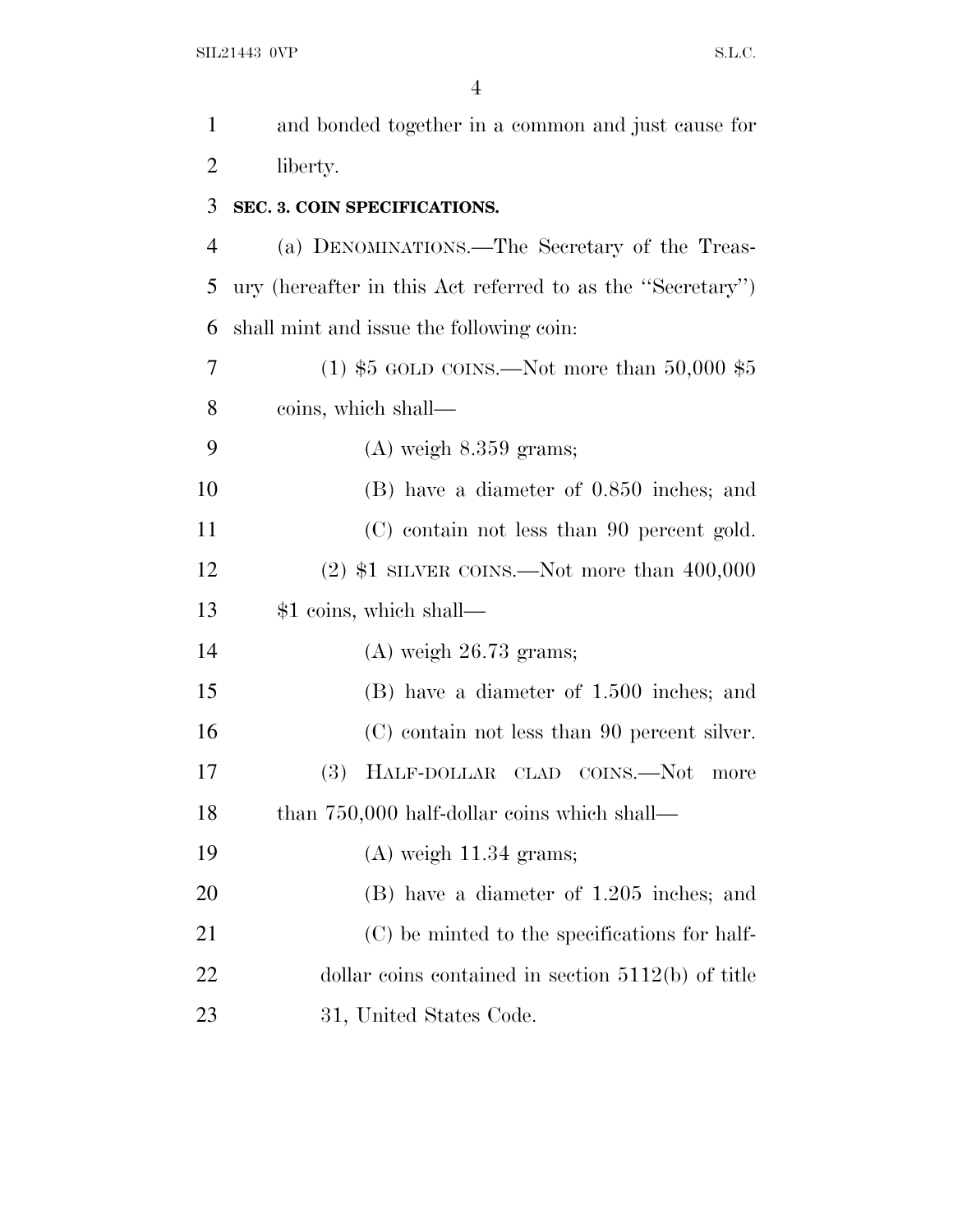and bonded together in a common and just cause for liberty.

**SEC. 3. COIN SPECIFICATIONS.**

(a) DENOMINATIONS.—The Secretary of the Treasury (hereafter in this Act referred to as the ''Secretary'') shall mint and issue the following coin:

(1) $5 GOLD COINS.—Not more than 50,000 $5 coins, which shall—

(A) weigh 8.359 grams;

(B) have a diameter of 0.850 inches; and

(C) contain not less than 90 percent gold.

(2) $1 SILVER COINS.—Not more than 400,000 $1 coins, which shall—

(A) weigh 26.73 grams;

(B) have a diameter of 1.500 inches; and

(C) contain not less than 90 percent silver.

(3) HALF-DOLLAR CLAD COINS.—Not more than 750,000 half-dollar coins which shall—

(A) weigh 11.34 grams;

(B) have a diameter of 1.205 inches; and

(C) be minted to the specifications for half-dollar coins contained in section 5112(b) of title 31, United States Code.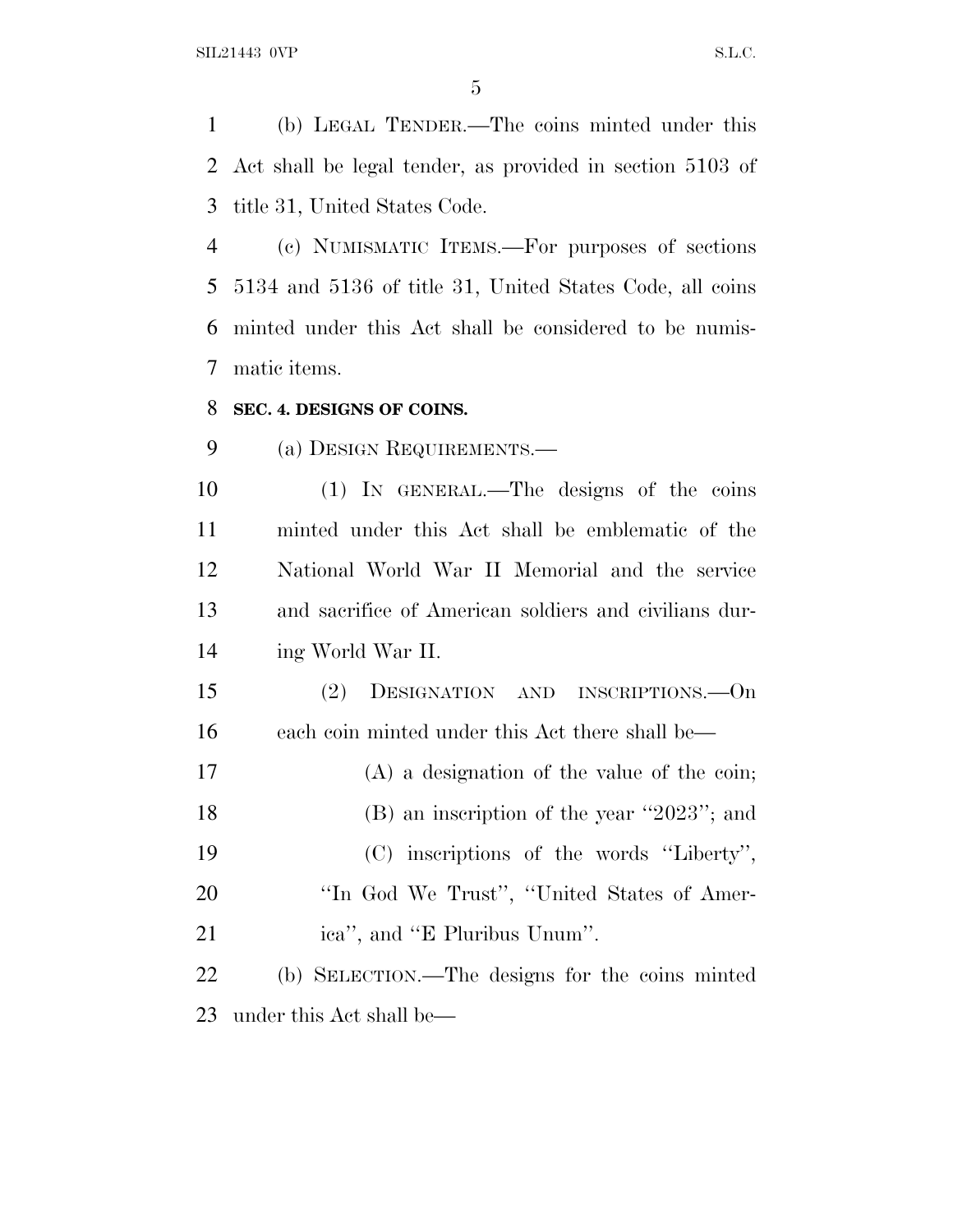(b) LEGAL TENDER.—The coins minted under this Act shall be legal tender, as provided in section 5103 of title 31, United States Code.

(c) NUMISMATIC ITEMS.—For purposes of sections 5134 and 5136 of title 31, United States Code, all coins minted under this Act shall be considered to be numismatic items.

**SEC. 4. DESIGNS OF COINS.**

(a) DESIGN REQUIREMENTS.—

(1) IN GENERAL.—The designs of the coins minted under this Act shall be emblematic of the National World War II Memorial and the service and sacrifice of American soldiers and civilians during World War II.

(2) DESIGNATION AND INSCRIPTIONS.—On each coin minted under this Act there shall be—

(A) a designation of the value of the coin;

(B) an inscription of the year ''2023''; and

(C) inscriptions of the words ''Liberty'', ''In God We Trust'', ''United States of America'', and ''E Pluribus Unum''.

(b) SELECTION.—The designs for the coins minted under this Act shall be—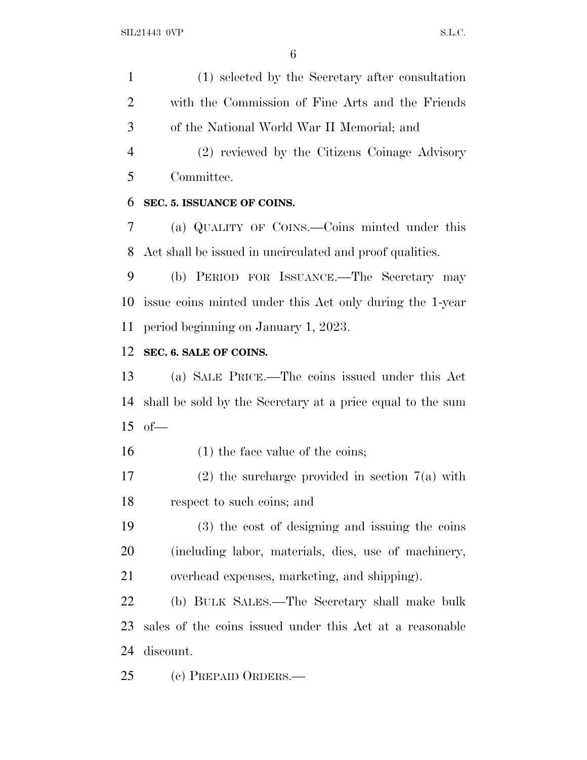(1) selected by the Secretary after consultation with the Commission of Fine Arts and the Friends of the National World War II Memorial; and

(2) reviewed by the Citizens Coinage Advisory Committee.

**SEC. 5. ISSUANCE OF COINS.**

(a) QUALITY OF COINS.—Coins minted under this Act shall be issued in uncirculated and proof qualities.

(b) PERIOD FOR ISSUANCE.—The Secretary may issue coins minted under this Act only during the 1-year period beginning on January 1, 2023.

**SEC. 6. SALE OF COINS.**

(a) SALE PRICE.—The coins issued under this Act shall be sold by the Secretary at a price equal to the sum of—

(1) the face value of the coins;

(2) the surcharge provided in section 7(a) with respect to such coins; and

(3) the cost of designing and issuing the coins (including labor, materials, dies, use of machinery, overhead expenses, marketing, and shipping).

(b) BULK SALES.—The Secretary shall make bulk sales of the coins issued under this Act at a reasonable discount.

(c) PREPAID ORDERS.—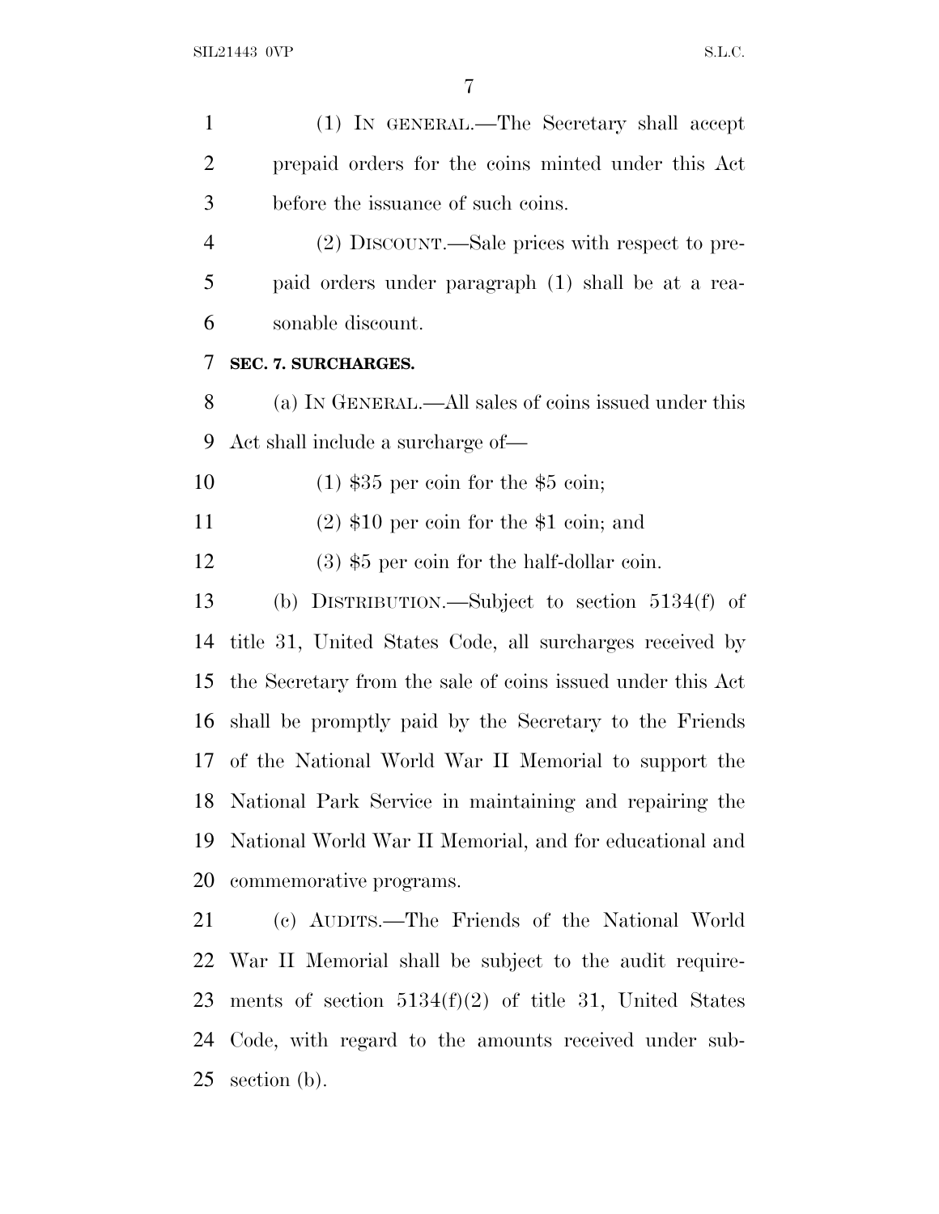(1) IN GENERAL.—The Secretary shall accept prepaid orders for the coins minted under this Act before the issuance of such coins.

(2) DISCOUNT.—Sale prices with respect to prepaid orders under paragraph (1) shall be at a reasonable discount.

**SEC. 7. SURCHARGES.**

(a) IN GENERAL.—All sales of coins issued under this Act shall include a surcharge of—

(1) $35 per coin for the $5 coin;

(2) $10 per coin for the $1 coin; and

(3) $5 per coin for the half-dollar coin.

(b) DISTRIBUTION.—Subject to section 5134(f) of title 31, United States Code, all surcharges received by the Secretary from the sale of coins issued under this Act shall be promptly paid by the Secretary to the Friends of the National World War II Memorial to support the National Park Service in maintaining and repairing the National World War II Memorial, and for educational and commemorative programs.

(c) AUDITS.—The Friends of the National World War II Memorial shall be subject to the audit requirements of section 5134(f)(2) of title 31, United States Code, with regard to the amounts received under subsection (b).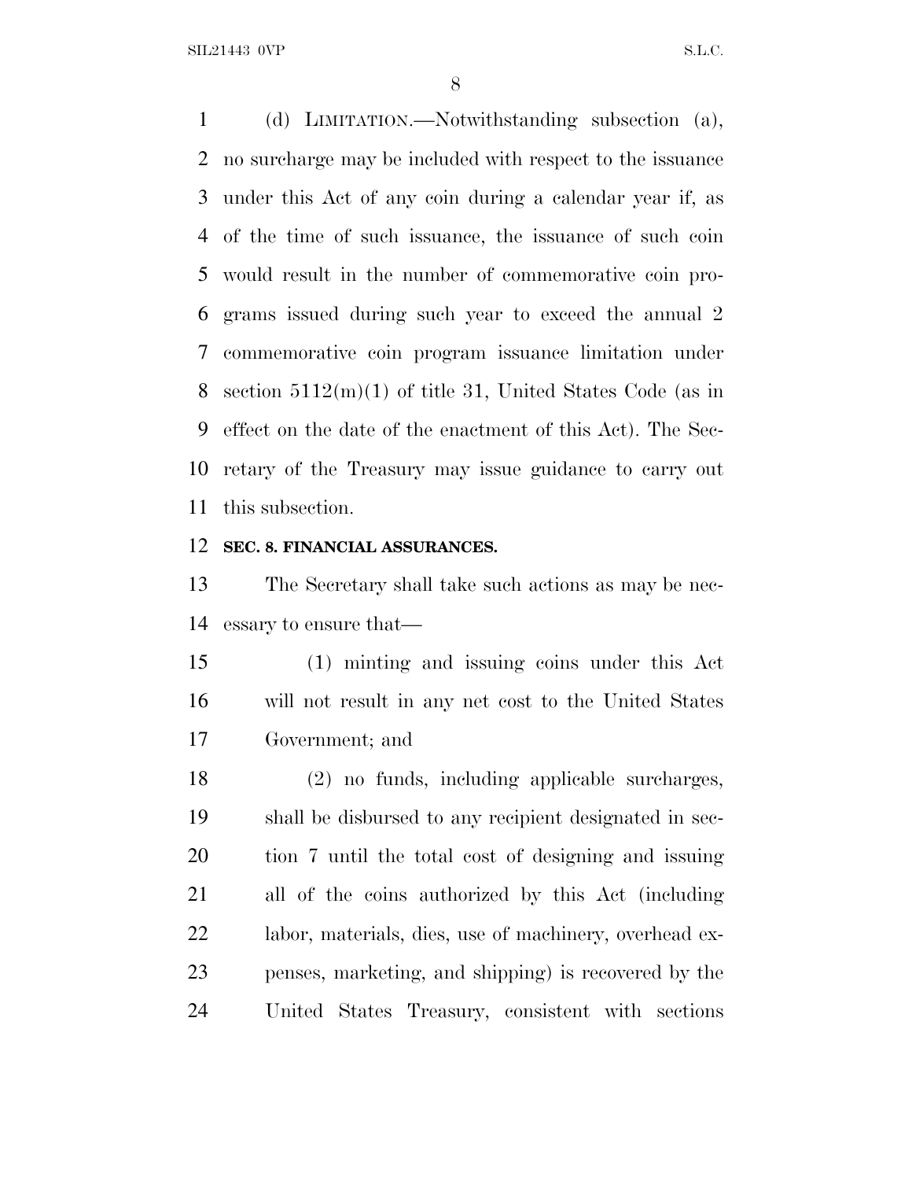(d) LIMITATION.—Notwithstanding subsection (a), no surcharge may be included with respect to the issuance under this Act of any coin during a calendar year if, as of the time of such issuance, the issuance of such coin would result in the number of commemorative coin programs issued during such year to exceed the annual 2 commemorative coin program issuance limitation under section 5112(m)(1) of title 31, United States Code (as in effect on the date of the enactment of this Act). The Secretary of the Treasury may issue guidance to carry out this subsection.

**SEC. 8. FINANCIAL ASSURANCES.**

The Secretary shall take such actions as may be necessary to ensure that—

(1) minting and issuing coins under this Act will not result in any net cost to the United States Government; and

(2) no funds, including applicable surcharges, shall be disbursed to any recipient designated in section 7 until the total cost of designing and issuing all of the coins authorized by this Act (including labor, materials, dies, use of machinery, overhead expenses, marketing, and shipping) is recovered by the United States Treasury, consistent with sections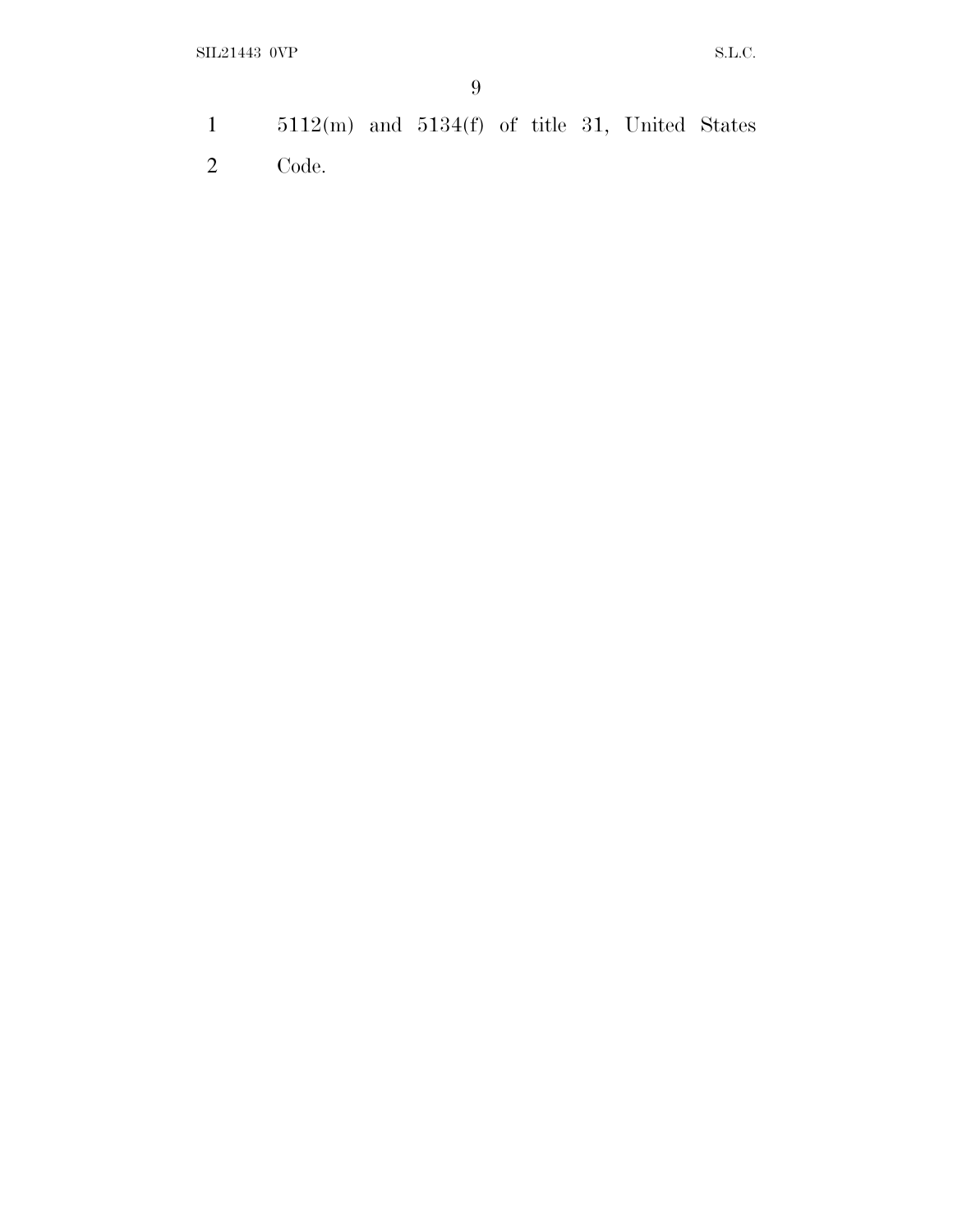5112(m) and 5134(f) of title 31, United States Code.